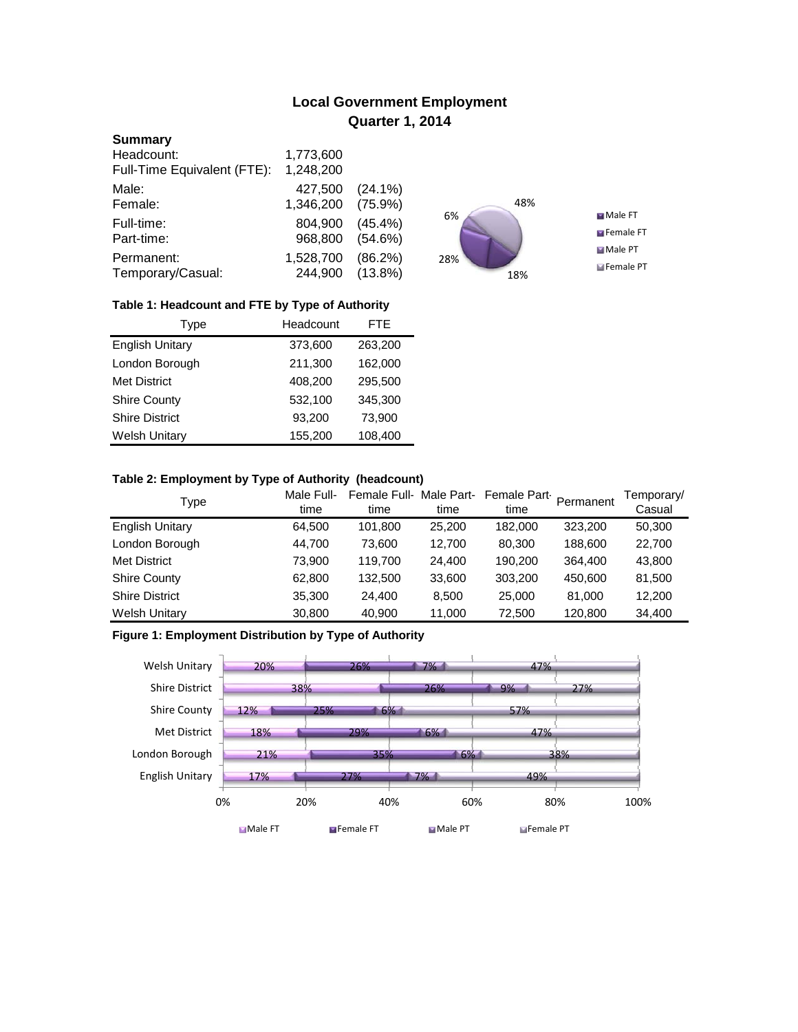# Local Government Employment
## Quarter 1, 2014

**Summary**

| | | |
|---|---|---|
| Headcount: | 1,773,600 | |
| Full-Time Equivalent (FTE): | 1,248,200 | |
| Male: | 427,500 | (24.1%) |
| Female: | 1,346,200 | (75.9%) |
| Full-time: | 804,900 | (45.4%) |
| Part-time: | 968,800 | (54.6%) |
| Permanent: | 1,528,700 | (86.2%) |
| Temporary/Casual: | 244,900 | (13.8%) |

6% 48% 28% 18%

Male FT, Female FT, Male PT, Female PT

**Table 1: Headcount and FTE by Type of Authority**

| Type | Headcount | FTE |
|---|---|---|
| English Unitary | 373,600 | 263,200 |
| London Borough | 211,300 | 162,000 |
| Met District | 408,200 | 295,500 |
| Shire County | 532,100 | 345,300 |
| Shire District | 93,200 | 73,900 |
| Welsh Unitary | 155,200 | 108,400 |

**Table 2: Employment by Type of Authority (headcount)**

| Type | Male Full-time | Female Full-time | Male Part-time | Female Part-time | Permanent | Temporary/ Casual |
|---|---|---|---|---|---|---|
| English Unitary | 64,500 | 101,800 | 25,200 | 182,000 | 323,200 | 50,300 |
| London Borough | 44,700 | 73,600 | 12,700 | 80,300 | 188,600 | 22,700 |
| Met District | 73,900 | 119,700 | 24,400 | 190,200 | 364,400 | 43,800 |
| Shire County | 62,800 | 132,500 | 33,600 | 303,200 | 450,600 | 81,500 |
| Shire District | 35,300 | 24,400 | 8,500 | 25,000 | 81,000 | 12,200 |
| Welsh Unitary | 30,800 | 40,900 | 11,000 | 72,500 | 120,800 | 34,400 |

**Figure 1: Employment Distribution by Type of Authority**

| Type | Male FT | Female FT | Male PT | Female PT |
|---|---|---|---|---|
| Welsh Unitary | 20% | 26% | 7% | 47% |
| Shire District | 38% | 26% | 9% | 27% |
| Shire County | 12% | 25% | 6% | 57% |
| Met District | 18% | 29% | 6% | 47% |
| London Borough | 21% | 35% | 6% | 38% |
| English Unitary | 17% | 27% | 7% | 49% |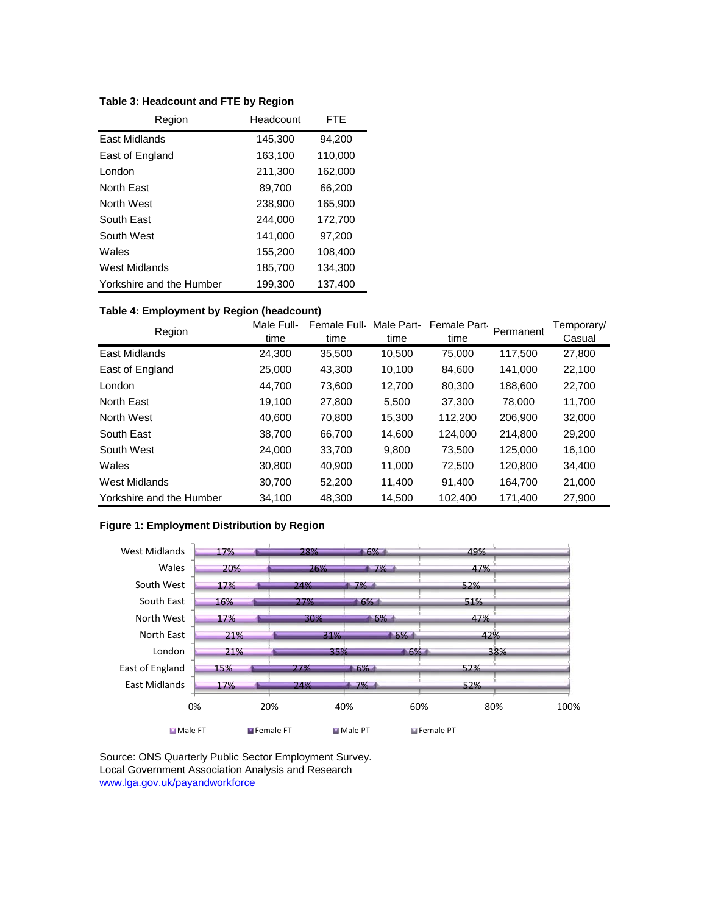**Table 3: Headcount and FTE by Region**

| Region | Headcount | FTE |
|---|---|---|
| East Midlands | 145,300 | 94,200 |
| East of England | 163,100 | 110,000 |
| London | 211,300 | 162,000 |
| North East | 89,700 | 66,200 |
| North West | 238,900 | 165,900 |
| South East | 244,000 | 172,700 |
| South West | 141,000 | 97,200 |
| Wales | 155,200 | 108,400 |
| West Midlands | 185,700 | 134,300 |
| Yorkshire and the Humber | 199,300 | 137,400 |

**Table 4: Employment by Region (headcount)**

| Region | Male Full-time | Female Full-time | Male Part-time | Female Part-time | Permanent | Temporary/ Casual |
|---|---|---|---|---|---|---|
| East Midlands | 24,300 | 35,500 | 10,500 | 75,000 | 117,500 | 27,800 |
| East of England | 25,000 | 43,300 | 10,100 | 84,600 | 141,000 | 22,100 |
| London | 44,700 | 73,600 | 12,700 | 80,300 | 188,600 | 22,700 |
| North East | 19,100 | 27,800 | 5,500 | 37,300 | 78,000 | 11,700 |
| North West | 40,600 | 70,800 | 15,300 | 112,200 | 206,900 | 32,000 |
| South East | 38,700 | 66,700 | 14,600 | 124,000 | 214,800 | 29,200 |
| South West | 24,000 | 33,700 | 9,800 | 73,500 | 125,000 | 16,100 |
| Wales | 30,800 | 40,900 | 11,000 | 72,500 | 120,800 | 34,400 |
| West Midlands | 30,700 | 52,200 | 11,400 | 91,400 | 164,700 | 21,000 |
| Yorkshire and the Humber | 34,100 | 48,300 | 14,500 | 102,400 | 171,400 | 27,900 |

**Figure 1: Employment Distribution by Region**

West Midlands 17% 28% 6% 49%
Wales 20% 26% 7% 47%
South West 17% 24% 7% 52%
South East 16% 27% 6% 51%
North West 17% 30% 6% 47%
North East 21% 31% 6% 42%
London 21% 35% 6% 38%
East of England 15% 27% 6% 52%
East Midlands 17% 24% 7% 52%

0% 20% 40% 60% 80% 100%

Male FT, Female FT, Male PT, Female PT

Source: ONS Quarterly Public Sector Employment Survey.
Local Government Association Analysis and Research
www.lga.gov.uk/payandworkforce